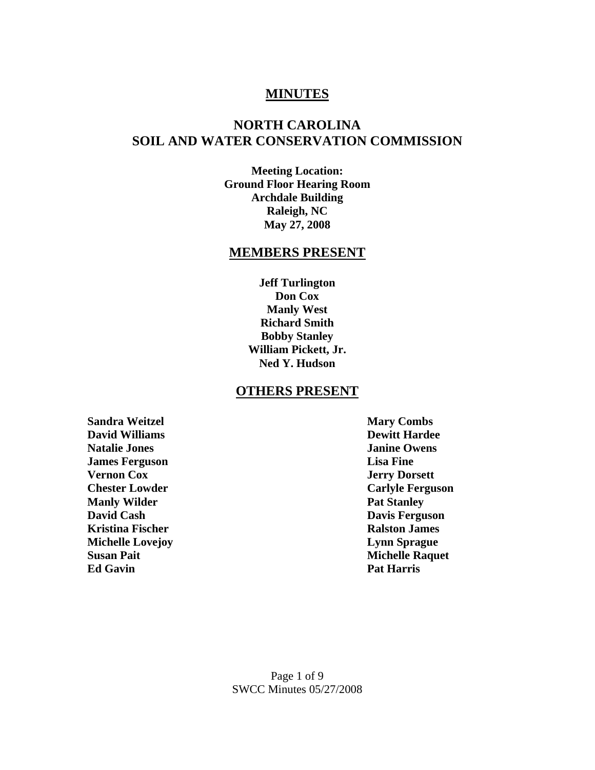# MINUTES

## NORTH CAROLINA
## SOIL AND WATER CONSERVATION COMMISSION

**Meeting Location:**
**Ground Floor Hearing Room**
**Archdale Building**
**Raleigh, NC**
**May 27, 2008**

## MEMBERS PRESENT

**Jeff Turlington**
**Don Cox**
**Manly West**
**Richard Smith**
**Bobby Stanley**
**William Pickett, Jr.**
**Ned Y. Hudson**

## OTHERS PRESENT

**Sandra Weitzel**
**David Williams**
**Natalie Jones**
**James Ferguson**
**Vernon Cox**
**Chester Lowder**
**Manly Wilder**
**David Cash**
**Kristina Fischer**
**Michelle Lovejoy**
**Susan Pait**
**Ed Gavin**
**Mary Combs**
**Dewitt Hardee**
**Janine Owens**
**Lisa Fine**
**Jerry Dorsett**
**Carlyle Ferguson**
**Pat Stanley**
**Davis Ferguson**
**Ralston James**
**Lynn Sprague**
**Michelle Raquet**
**Pat Harris**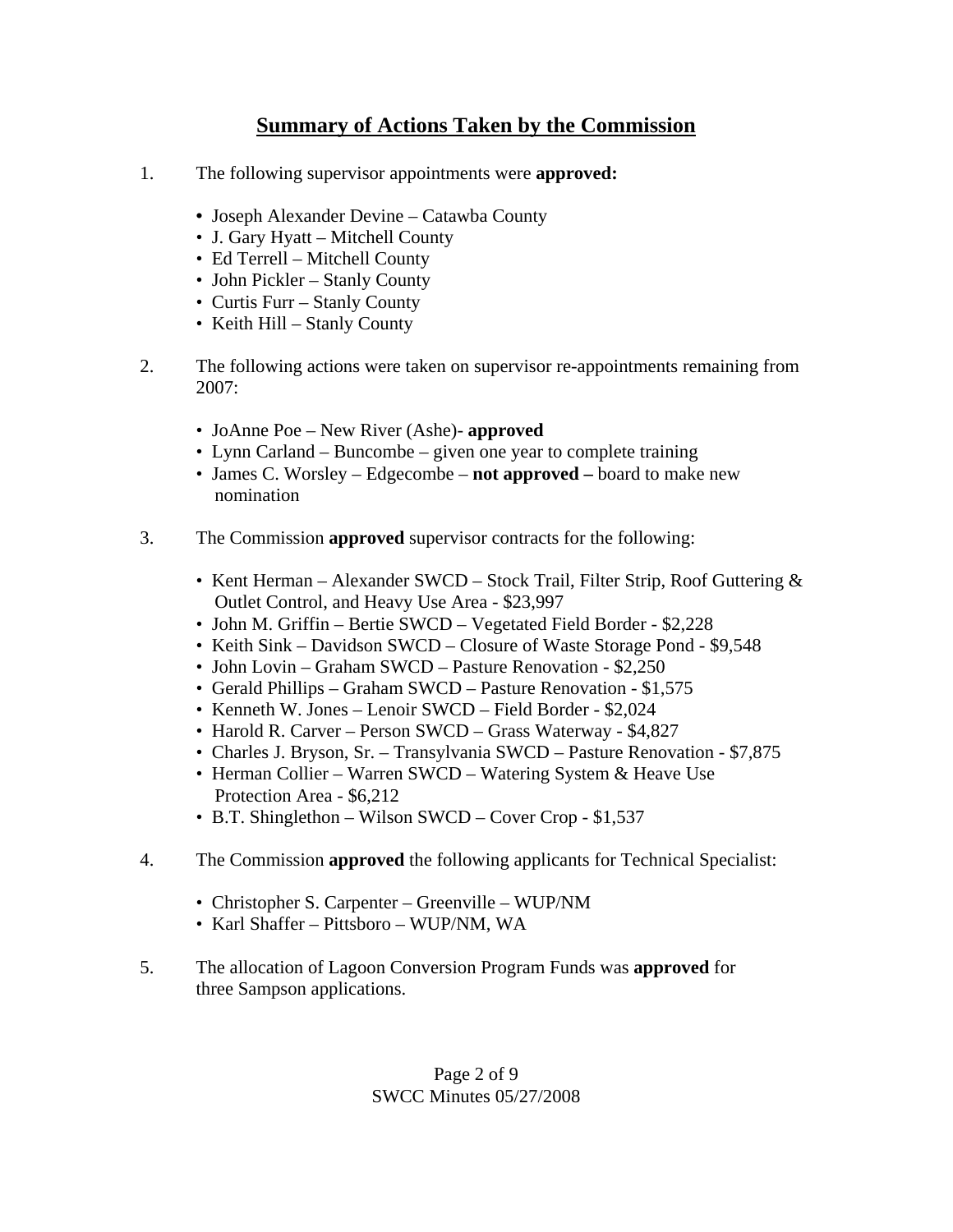## Summary of Actions Taken by the Commission

1. The following supervisor appointments were **approved:**

   - Joseph Alexander Devine – Catawba County
   - J. Gary Hyatt – Mitchell County
   - Ed Terrell – Mitchell County
   - John Pickler – Stanly County
   - Curtis Furr – Stanly County
   - Keith Hill – Stanly County

2. The following actions were taken on supervisor re-appointments remaining from 2007:

   - JoAnne Poe – New River (Ashe)- **approved**
   - Lynn Carland – Buncombe – given one year to complete training
   - James C. Worsley – Edgecombe – **not approved –** board to make new nomination

3. The Commission **approved** supervisor contracts for the following:

   - Kent Herman – Alexander SWCD – Stock Trail, Filter Strip, Roof Guttering & Outlet Control, and Heavy Use Area - $23,997
   - John M. Griffin – Bertie SWCD – Vegetated Field Border - $2,228
   - Keith Sink – Davidson SWCD – Closure of Waste Storage Pond - $9,548
   - John Lovin – Graham SWCD – Pasture Renovation - $2,250
   - Gerald Phillips – Graham SWCD – Pasture Renovation - $1,575
   - Kenneth W. Jones – Lenoir SWCD – Field Border - $2,024
   - Harold R. Carver – Person SWCD – Grass Waterway - $4,827
   - Charles J. Bryson, Sr. – Transylvania SWCD – Pasture Renovation - $7,875
   - Herman Collier – Warren SWCD – Watering System & Heave Use Protection Area - $6,212
   - B.T. Shinglethon – Wilson SWCD – Cover Crop - $1,537

4. The Commission **approved** the following applicants for Technical Specialist:

   - Christopher S. Carpenter – Greenville – WUP/NM
   - Karl Shaffer – Pittsboro – WUP/NM, WA

5. The allocation of Lagoon Conversion Program Funds was **approved** for three Sampson applications.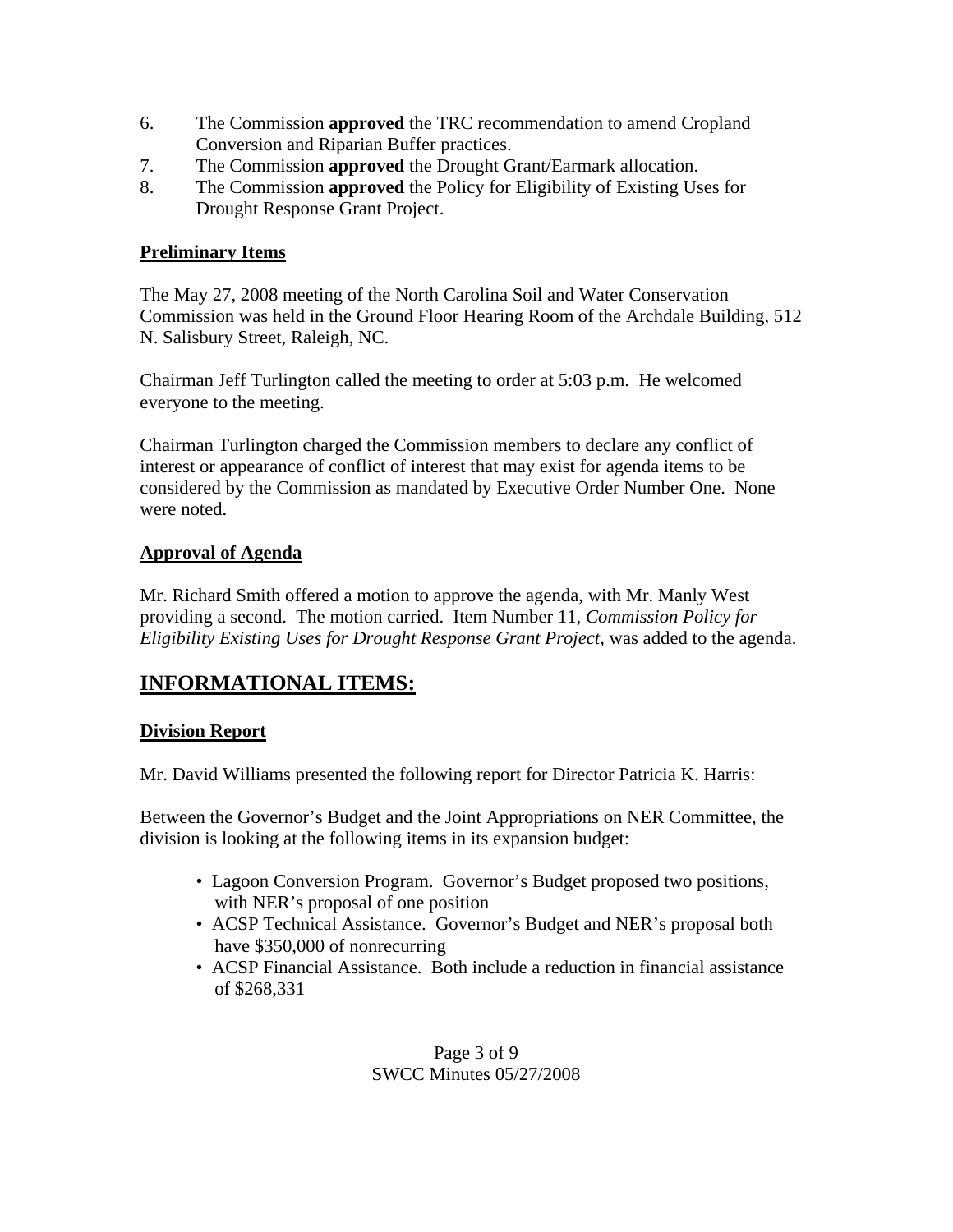6. The Commission **approved** the TRC recommendation to amend Cropland Conversion and Riparian Buffer practices.
7. The Commission **approved** the Drought Grant/Earmark allocation.
8. The Commission **approved** the Policy for Eligibility of Existing Uses for Drought Response Grant Project.

### Preliminary Items

The May 27, 2008 meeting of the North Carolina Soil and Water Conservation Commission was held in the Ground Floor Hearing Room of the Archdale Building, 512 N. Salisbury Street, Raleigh, NC.

Chairman Jeff Turlington called the meeting to order at 5:03 p.m. He welcomed everyone to the meeting.

Chairman Turlington charged the Commission members to declare any conflict of interest or appearance of conflict of interest that may exist for agenda items to be considered by the Commission as mandated by Executive Order Number One. None were noted.

### Approval of Agenda

Mr. Richard Smith offered a motion to approve the agenda, with Mr. Manly West providing a second. The motion carried. Item Number 11, *Commission Policy for Eligibility Existing Uses for Drought Response Grant Project*, was added to the agenda.

## INFORMATIONAL ITEMS:

### Division Report

Mr. David Williams presented the following report for Director Patricia K. Harris:

Between the Governor's Budget and the Joint Appropriations on NER Committee, the division is looking at the following items in its expansion budget:

- Lagoon Conversion Program. Governor's Budget proposed two positions, with NER's proposal of one position
- ACSP Technical Assistance. Governor's Budget and NER's proposal both have $350,000 of nonrecurring
- ACSP Financial Assistance. Both include a reduction in financial assistance of $268,331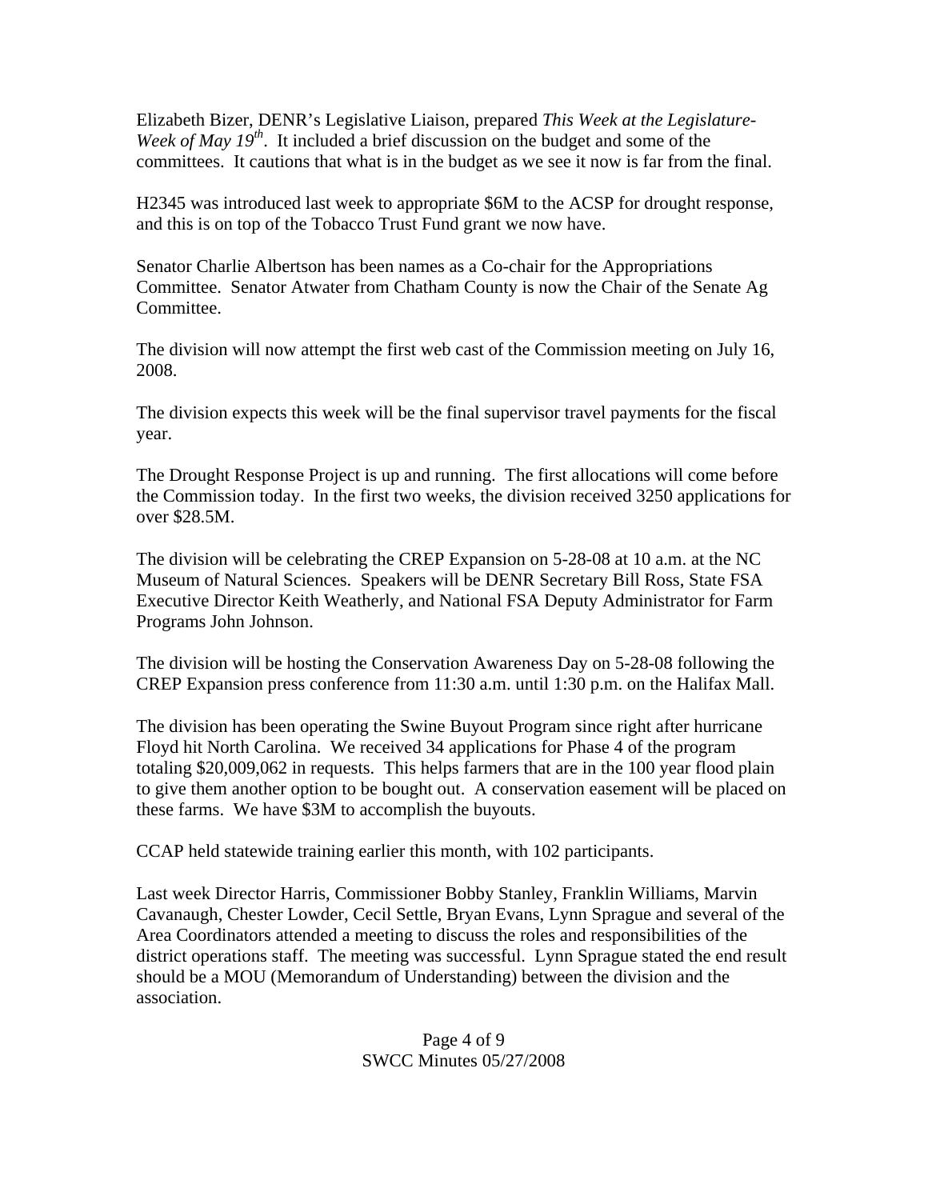Elizabeth Bizer, DENR's Legislative Liaison, prepared *This Week at the Legislature-Week of May 19th*. It included a brief discussion on the budget and some of the committees. It cautions that what is in the budget as we see it now is far from the final.

H2345 was introduced last week to appropriate $6M to the ACSP for drought response, and this is on top of the Tobacco Trust Fund grant we now have.

Senator Charlie Albertson has been names as a Co-chair for the Appropriations Committee. Senator Atwater from Chatham County is now the Chair of the Senate Ag Committee.

The division will now attempt the first web cast of the Commission meeting on July 16, 2008.

The division expects this week will be the final supervisor travel payments for the fiscal year.

The Drought Response Project is up and running. The first allocations will come before the Commission today. In the first two weeks, the division received 3250 applications for over $28.5M.

The division will be celebrating the CREP Expansion on 5-28-08 at 10 a.m. at the NC Museum of Natural Sciences. Speakers will be DENR Secretary Bill Ross, State FSA Executive Director Keith Weatherly, and National FSA Deputy Administrator for Farm Programs John Johnson.

The division will be hosting the Conservation Awareness Day on 5-28-08 following the CREP Expansion press conference from 11:30 a.m. until 1:30 p.m. on the Halifax Mall.

The division has been operating the Swine Buyout Program since right after hurricane Floyd hit North Carolina. We received 34 applications for Phase 4 of the program totaling $20,009,062 in requests. This helps farmers that are in the 100 year flood plain to give them another option to be bought out. A conservation easement will be placed on these farms. We have $3M to accomplish the buyouts.

CCAP held statewide training earlier this month, with 102 participants.

Last week Director Harris, Commissioner Bobby Stanley, Franklin Williams, Marvin Cavanaugh, Chester Lowder, Cecil Settle, Bryan Evans, Lynn Sprague and several of the Area Coordinators attended a meeting to discuss the roles and responsibilities of the district operations staff. The meeting was successful. Lynn Sprague stated the end result should be a MOU (Memorandum of Understanding) between the division and the association.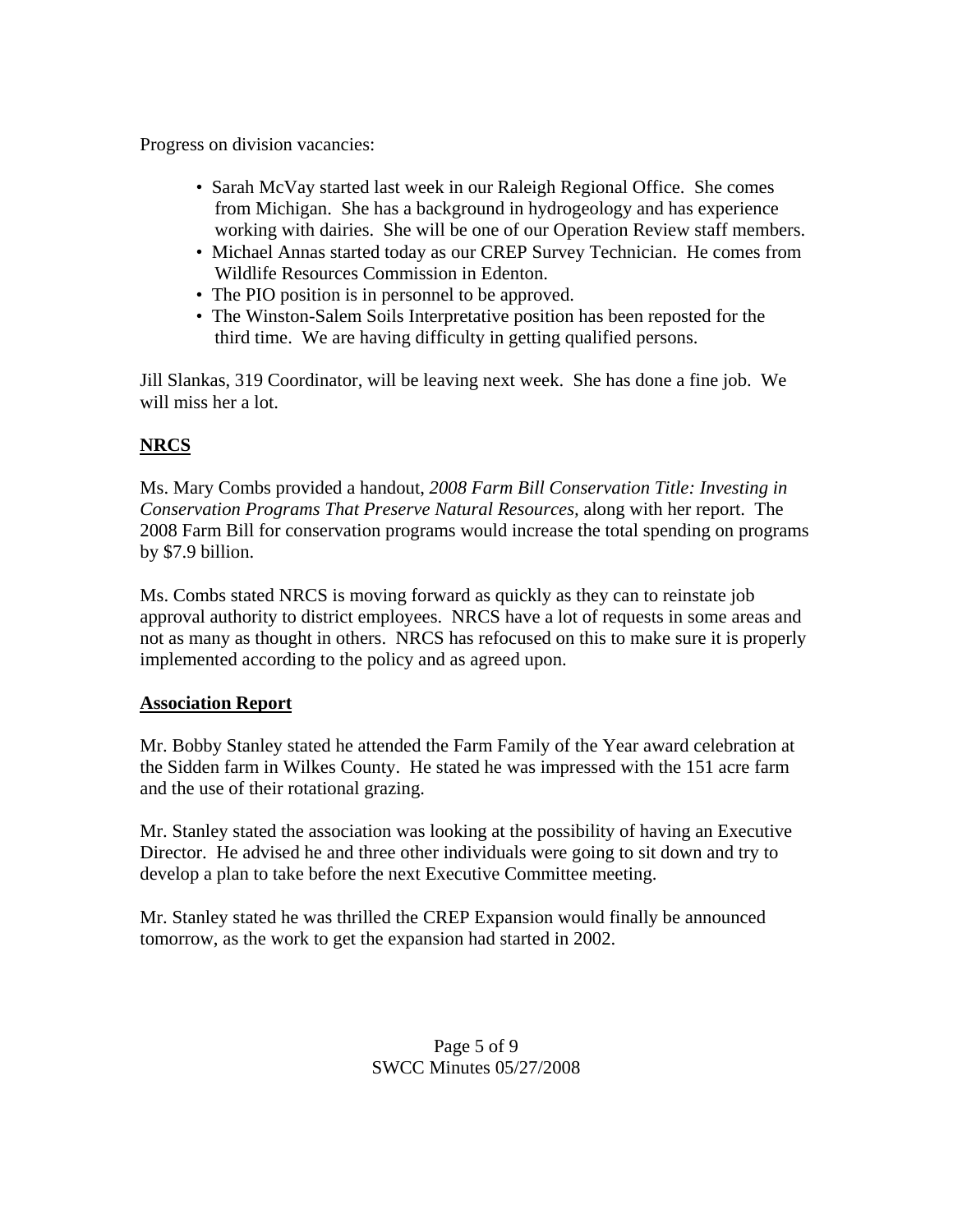Progress on division vacancies:

- Sarah McVay started last week in our Raleigh Regional Office. She comes from Michigan. She has a background in hydrogeology and has experience working with dairies. She will be one of our Operation Review staff members.
- Michael Annas started today as our CREP Survey Technician. He comes from Wildlife Resources Commission in Edenton.
- The PIO position is in personnel to be approved.
- The Winston-Salem Soils Interpretative position has been reposted for the third time. We are having difficulty in getting qualified persons.

Jill Slankas, 319 Coordinator, will be leaving next week. She has done a fine job. We will miss her a lot.

**NRCS**

Ms. Mary Combs provided a handout, *2008 Farm Bill Conservation Title: Investing in Conservation Programs That Preserve Natural Resources,* along with her report. The 2008 Farm Bill for conservation programs would increase the total spending on programs by $7.9 billion.

Ms. Combs stated NRCS is moving forward as quickly as they can to reinstate job approval authority to district employees. NRCS have a lot of requests in some areas and not as many as thought in others. NRCS has refocused on this to make sure it is properly implemented according to the policy and as agreed upon.

**Association Report**

Mr. Bobby Stanley stated he attended the Farm Family of the Year award celebration at the Sidden farm in Wilkes County. He stated he was impressed with the 151 acre farm and the use of their rotational grazing.

Mr. Stanley stated the association was looking at the possibility of having an Executive Director. He advised he and three other individuals were going to sit down and try to develop a plan to take before the next Executive Committee meeting.

Mr. Stanley stated he was thrilled the CREP Expansion would finally be announced tomorrow, as the work to get the expansion had started in 2002.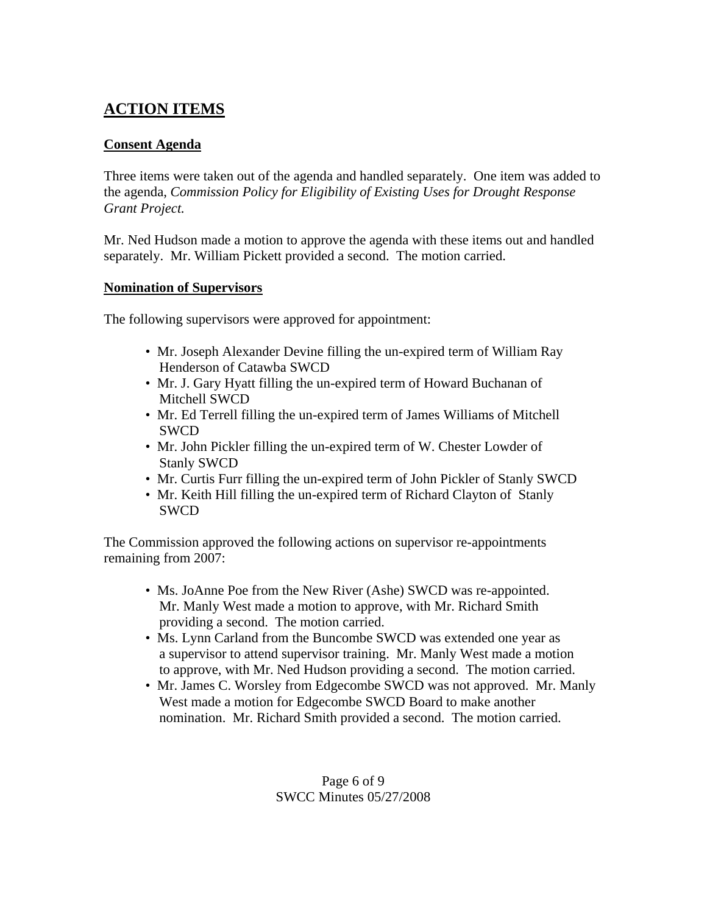## ACTION ITEMS

### Consent Agenda

Three items were taken out of the agenda and handled separately. One item was added to the agenda, *Commission Policy for Eligibility of Existing Uses for Drought Response Grant Project.*

Mr. Ned Hudson made a motion to approve the agenda with these items out and handled separately. Mr. William Pickett provided a second. The motion carried.

### Nomination of Supervisors

The following supervisors were approved for appointment:

- Mr. Joseph Alexander Devine filling the un-expired term of William Ray Henderson of Catawba SWCD
- Mr. J. Gary Hyatt filling the un-expired term of Howard Buchanan of Mitchell SWCD
- Mr. Ed Terrell filling the un-expired term of James Williams of Mitchell SWCD
- Mr. John Pickler filling the un-expired term of W. Chester Lowder of Stanly SWCD
- Mr. Curtis Furr filling the un-expired term of John Pickler of Stanly SWCD
- Mr. Keith Hill filling the un-expired term of Richard Clayton of Stanly SWCD

The Commission approved the following actions on supervisor re-appointments remaining from 2007:

- Ms. JoAnne Poe from the New River (Ashe) SWCD was re-appointed. Mr. Manly West made a motion to approve, with Mr. Richard Smith providing a second. The motion carried.
- Ms. Lynn Carland from the Buncombe SWCD was extended one year as a supervisor to attend supervisor training. Mr. Manly West made a motion to approve, with Mr. Ned Hudson providing a second. The motion carried.
- Mr. James C. Worsley from Edgecombe SWCD was not approved. Mr. Manly West made a motion for Edgecombe SWCD Board to make another nomination. Mr. Richard Smith provided a second. The motion carried.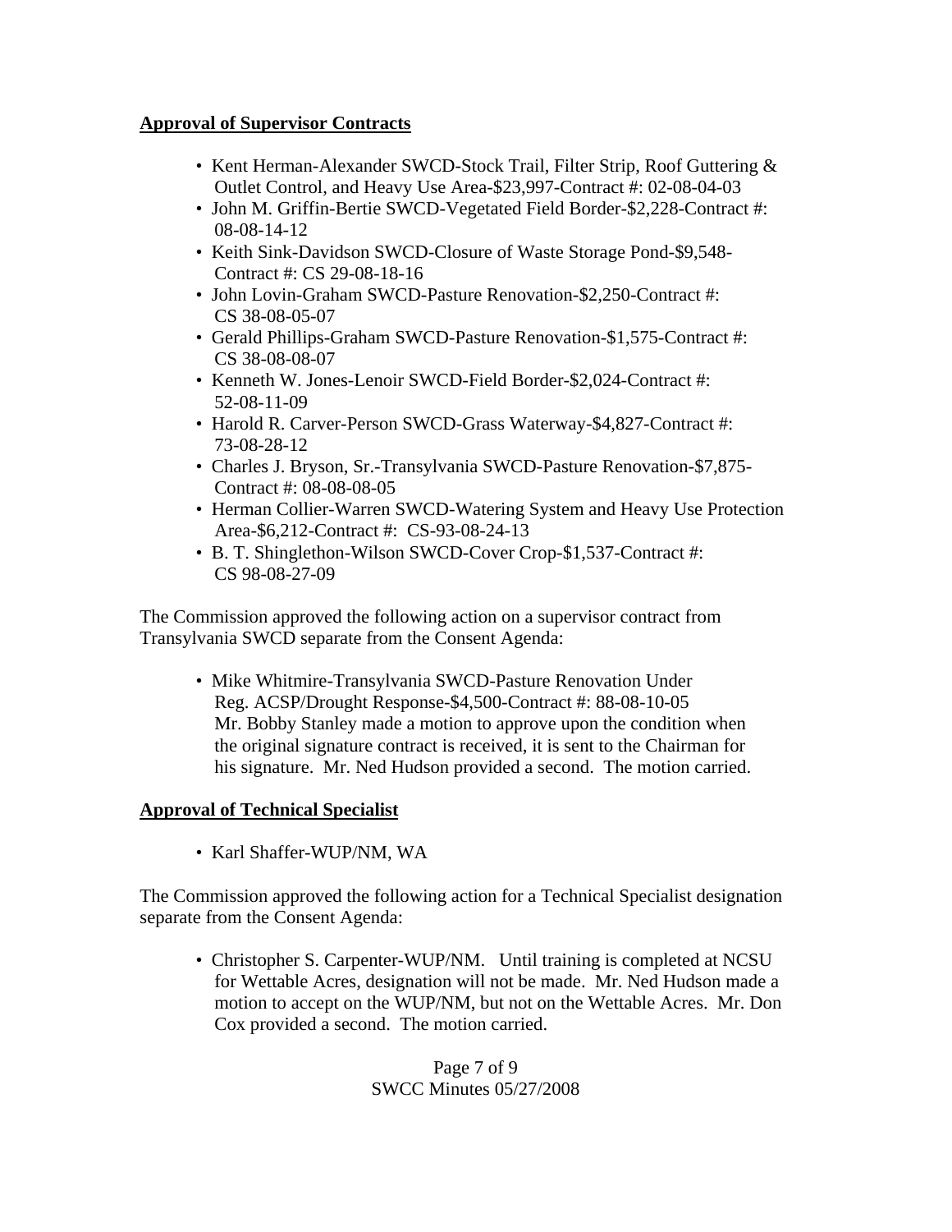**Approval of Supervisor Contracts**

- Kent Herman-Alexander SWCD-Stock Trail, Filter Strip, Roof Guttering & Outlet Control, and Heavy Use Area-$23,997-Contract #: 02-08-04-03
- John M. Griffin-Bertie SWCD-Vegetated Field Border-$2,228-Contract #: 08-08-14-12
- Keith Sink-Davidson SWCD-Closure of Waste Storage Pond-$9,548-Contract #: CS 29-08-18-16
- John Lovin-Graham SWCD-Pasture Renovation-$2,250-Contract #: CS 38-08-05-07
- Gerald Phillips-Graham SWCD-Pasture Renovation-$1,575-Contract #: CS 38-08-08-07
- Kenneth W. Jones-Lenoir SWCD-Field Border-$2,024-Contract #: 52-08-11-09
- Harold R. Carver-Person SWCD-Grass Waterway-$4,827-Contract #: 73-08-28-12
- Charles J. Bryson, Sr.-Transylvania SWCD-Pasture Renovation-$7,875-Contract #: 08-08-08-05
- Herman Collier-Warren SWCD-Watering System and Heavy Use Protection Area-$6,212-Contract #: CS-93-08-24-13
- B. T. Shinglethon-Wilson SWCD-Cover Crop-$1,537-Contract #: CS 98-08-27-09

The Commission approved the following action on a supervisor contract from Transylvania SWCD separate from the Consent Agenda:

- Mike Whitmire-Transylvania SWCD-Pasture Renovation Under Reg. ACSP/Drought Response-$4,500-Contract #: 88-08-10-05 Mr. Bobby Stanley made a motion to approve upon the condition when the original signature contract is received, it is sent to the Chairman for his signature. Mr. Ned Hudson provided a second. The motion carried.

**Approval of Technical Specialist**

- Karl Shaffer-WUP/NM, WA

The Commission approved the following action for a Technical Specialist designation separate from the Consent Agenda:

- Christopher S. Carpenter-WUP/NM. Until training is completed at NCSU for Wettable Acres, designation will not be made. Mr. Ned Hudson made a motion to accept on the WUP/NM, but not on the Wettable Acres. Mr. Don Cox provided a second. The motion carried.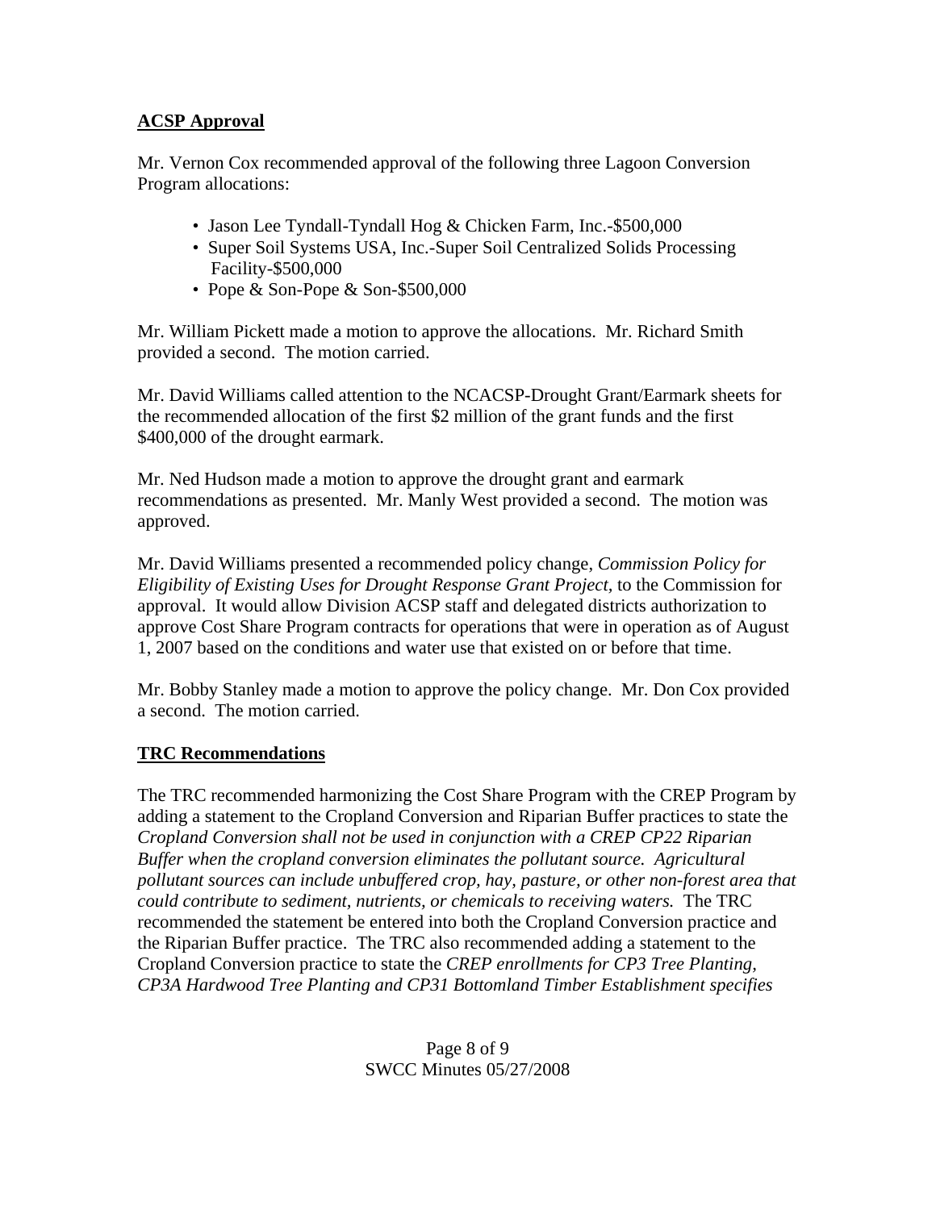**ACSP Approval**

Mr. Vernon Cox recommended approval of the following three Lagoon Conversion Program allocations:

- Jason Lee Tyndall-Tyndall Hog & Chicken Farm, Inc.-$500,000
- Super Soil Systems USA, Inc.-Super Soil Centralized Solids Processing Facility-$500,000
- Pope & Son-Pope & Son-$500,000

Mr. William Pickett made a motion to approve the allocations. Mr. Richard Smith provided a second. The motion carried.

Mr. David Williams called attention to the NCACSP-Drought Grant/Earmark sheets for the recommended allocation of the first $2 million of the grant funds and the first $400,000 of the drought earmark.

Mr. Ned Hudson made a motion to approve the drought grant and earmark recommendations as presented. Mr. Manly West provided a second. The motion was approved.

Mr. David Williams presented a recommended policy change, *Commission Policy for Eligibility of Existing Uses for Drought Response Grant Project,* to the Commission for approval. It would allow Division ACSP staff and delegated districts authorization to approve Cost Share Program contracts for operations that were in operation as of August 1, 2007 based on the conditions and water use that existed on or before that time.

Mr. Bobby Stanley made a motion to approve the policy change. Mr. Don Cox provided a second. The motion carried.

**TRC Recommendations**

The TRC recommended harmonizing the Cost Share Program with the CREP Program by adding a statement to the Cropland Conversion and Riparian Buffer practices to state the *Cropland Conversion shall not be used in conjunction with a CREP CP22 Riparian Buffer when the cropland conversion eliminates the pollutant source. Agricultural pollutant sources can include unbuffered crop, hay, pasture, or other non-forest area that could contribute to sediment, nutrients, or chemicals to receiving waters.* The TRC recommended the statement be entered into both the Cropland Conversion practice and the Riparian Buffer practice. The TRC also recommended adding a statement to the Cropland Conversion practice to state the *CREP enrollments for CP3 Tree Planting, CP3A Hardwood Tree Planting and CP31 Bottomland Timber Establishment specifies*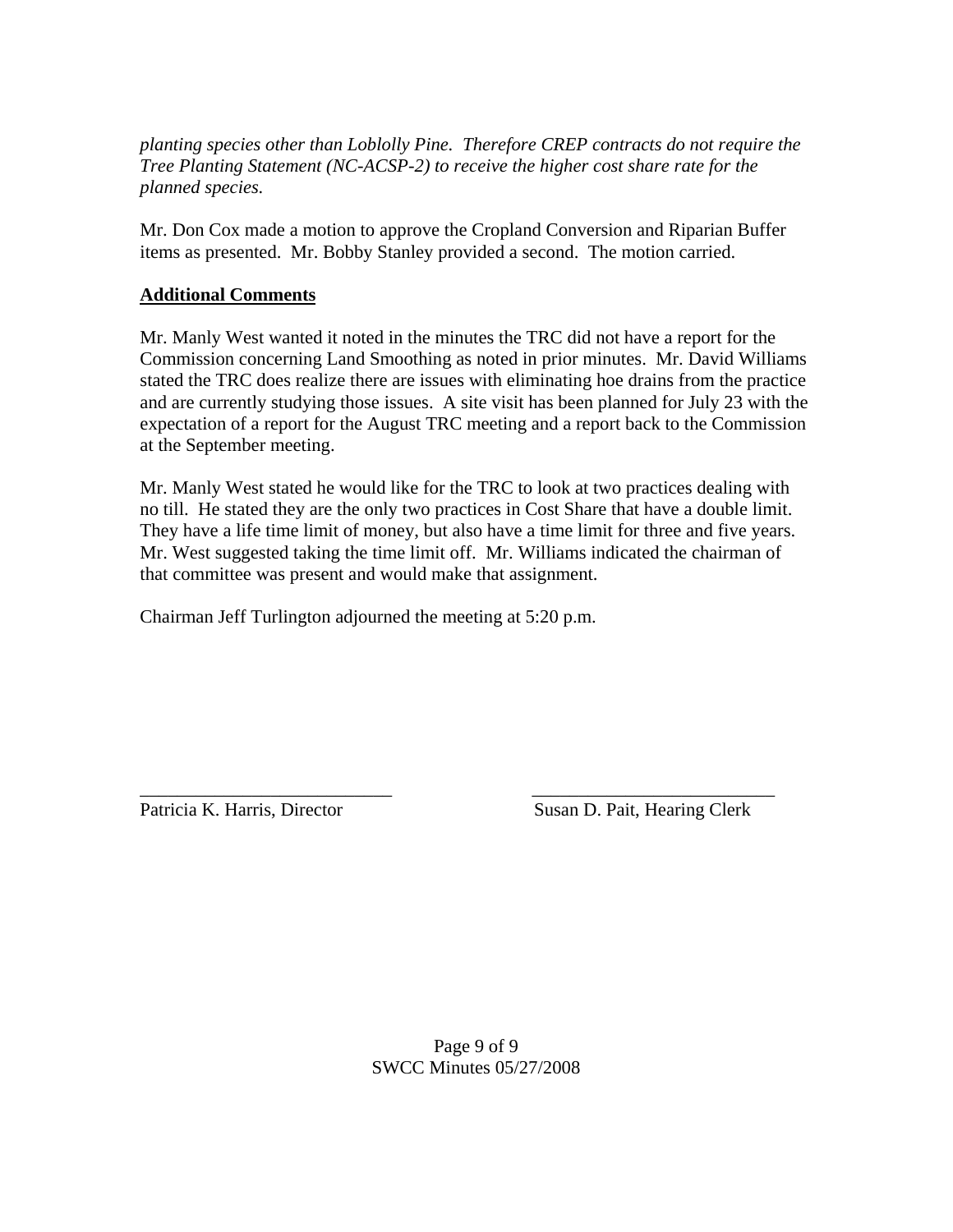*planting species other than Loblolly Pine. Therefore CREP contracts do not require the Tree Planting Statement (NC-ACSP-2) to receive the higher cost share rate for the planned species.*

Mr. Don Cox made a motion to approve the Cropland Conversion and Riparian Buffer items as presented. Mr. Bobby Stanley provided a second. The motion carried.

**<u>Additional Comments</u>**

Mr. Manly West wanted it noted in the minutes the TRC did not have a report for the Commission concerning Land Smoothing as noted in prior minutes. Mr. David Williams stated the TRC does realize there are issues with eliminating hoe drains from the practice and are currently studying those issues. A site visit has been planned for July 23 with the expectation of a report for the August TRC meeting and a report back to the Commission at the September meeting.

Mr. Manly West stated he would like for the TRC to look at two practices dealing with no till. He stated they are the only two practices in Cost Share that have a double limit. They have a life time limit of money, but also have a time limit for three and five years. Mr. West suggested taking the time limit off. Mr. Williams indicated the chairman of that committee was present and would make that assignment.

Chairman Jeff Turlington adjourned the meeting at 5:20 p.m.

\_\_\_\_\_\_\_\_\_\_\_\_\_\_\_\_\_\_\_\_\_\_\_\_\_\_\_\_
Patricia K. Harris, Director

\_\_\_\_\_\_\_\_\_\_\_\_\_\_\_\_\_\_\_\_\_\_\_\_\_\_\_\_
Susan D. Pait, Hearing Clerk